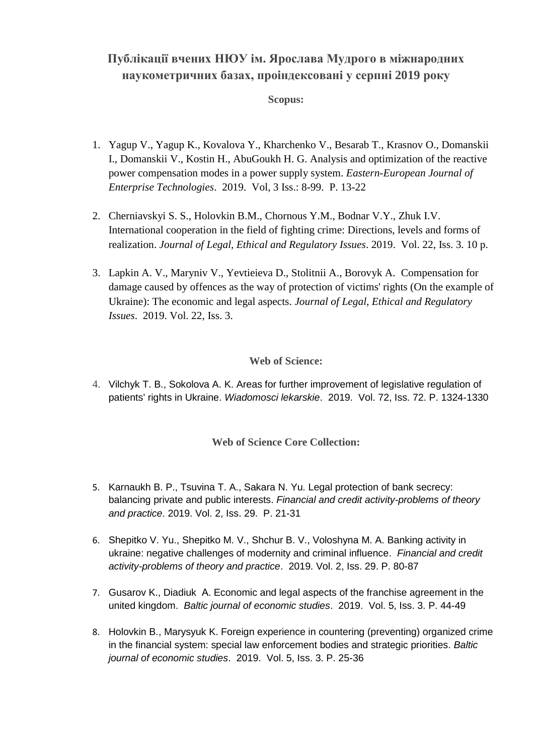## Публікації вчених НЮУ ім. Ярослава Мудрого в міжнародних наукометричних базах, проіндексовані у серпні 2019 року

### Scopus:

1. Yagup V., Yagup K., Kovalova Y., Kharchenko V., Besarab T., Krasnov O., Domanskii I., Domanskii V., Kostin H., AbuGoukh H. G. Analysis and optimization of the reactive power compensation modes in a power supply system. *Eastern-European Journal of Enterprise Technologies*. 2019. Vol, 3 Iss.: 8-99. P. 13-22

2. Cherniavskyi S. S., Holovkin B.M., Chornous Y.M., Bodnar V.Y., Zhuk I.V. International cooperation in the field of fighting crime: Directions, levels and forms of realization. *Journal of Legal, Ethical and Regulatory Issues*. 2019. Vol. 22, Iss. 3. 10 p.

3. Lapkin A. V., Maryniv V., Yevtieieva D., Stolitnii A., Borovyk A. Compensation for damage caused by offences as the way of protection of victims' rights (On the example of Ukraine): The economic and legal aspects. *Journal of Legal, Ethical and Regulatory Issues*. 2019. Vol. 22, Iss. 3.

### Web of Science:

4. Vilchyk T. B., Sokolova A. K. Areas for further improvement of legislative regulation of patients' rights in Ukraine. *Wiadomosci lekarskie*. 2019. Vol. 72, Iss. 72. P. 1324-1330

### Web of Science Core Collection:

5. Karnaukh B. P., Tsuvina T. A., Sakara N. Yu. Legal protection of bank secrecy: balancing private and public interests. *Financial and credit activity-problems of theory and practice*. 2019. Vol. 2, Iss. 29. P. 21-31

6. Shepitko V. Yu., Shepitko M. V., Shchur B. V., Voloshyna M. A. Banking activity in ukraine: negative challenges of modernity and criminal influence. *Financial and credit activity-problems of theory and practice*. 2019. Vol. 2, Iss. 29. P. 80-87

7. Gusarov K., Diadiuk A. Economic and legal aspects of the franchise agreement in the united kingdom. *Baltic journal of economic studies*. 2019. Vol. 5, Iss. 3. P. 44-49

8. Holovkin B., Marysyuk K. Foreign experience in countering (preventing) organized crime in the financial system: special law enforcement bodies and strategic priorities. *Baltic journal of economic studies*. 2019. Vol. 5, Iss. 3. P. 25-36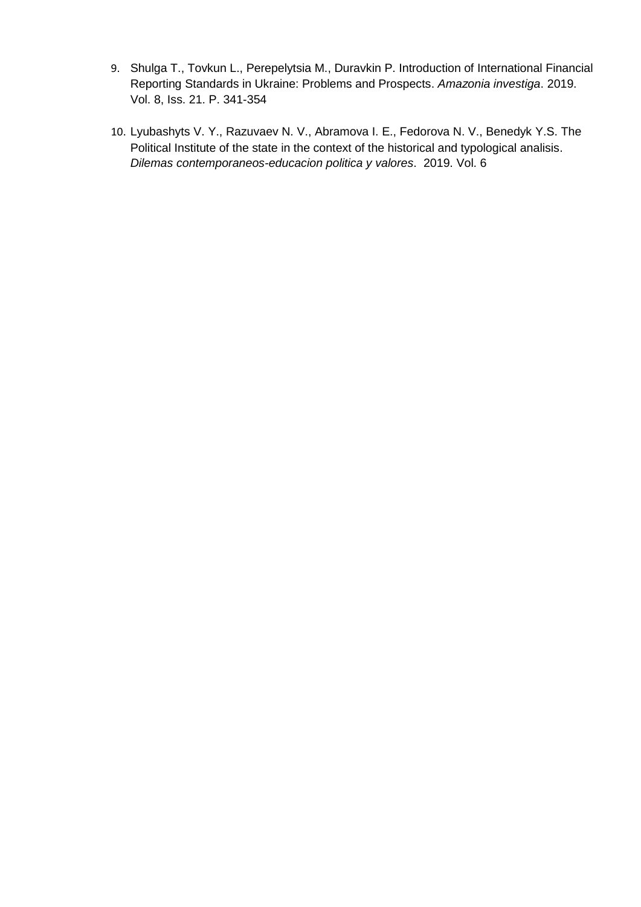9. Shulga T., Tovkun L., Perepelytsia M., Duravkin P. Introduction of International Financial Reporting Standards in Ukraine: Problems and Prospects. *Amazonia investiga*. 2019. Vol. 8, Iss. 21. P. 341-354

10. Lyubashyts V. Y., Razuvaev N. V., Abramova I. E., Fedorova N. V., Benedyk Y.S. The Political Institute of the state in the context of the historical and typological analisis. *Dilemas contemporaneos-educacion politica y valores*. 2019. Vol. 6